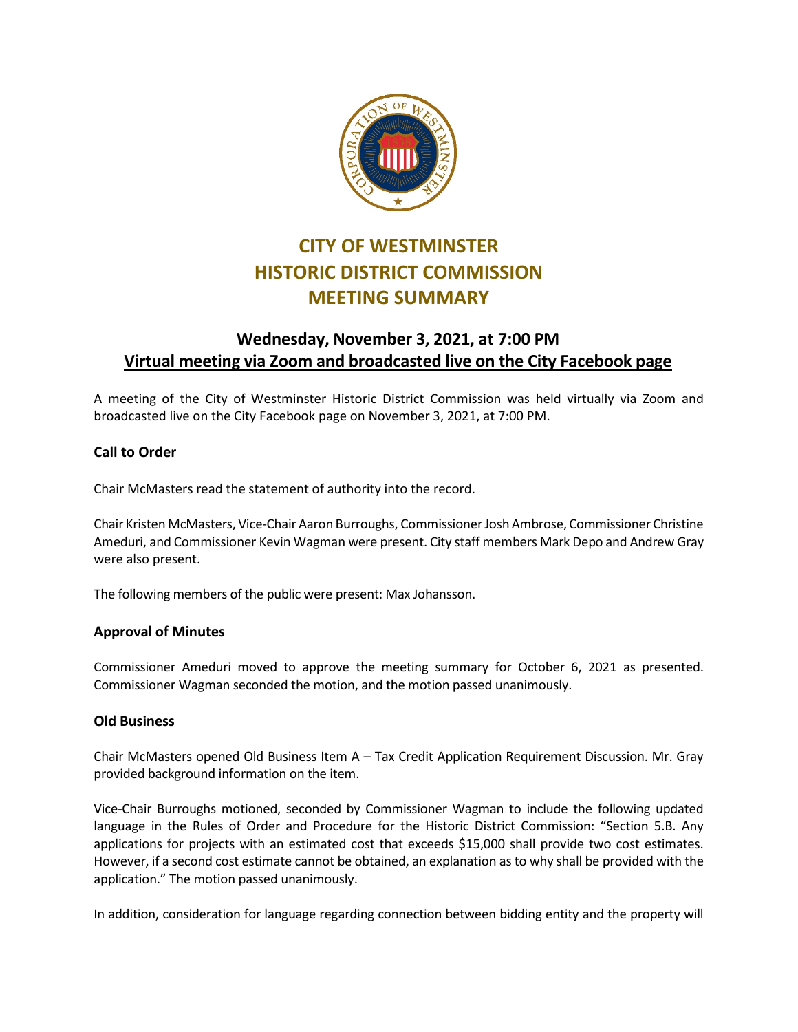# CITY OF WESTMINSTER
# HISTORIC DISTRICT COMMISSION
# MEETING SUMMARY

## Wednesday, November 3, 2021, at 7:00 PM
## Virtual meeting via Zoom and broadcasted live on the City Facebook page

A meeting of the City of Westminster Historic District Commission was held virtually via Zoom and broadcasted live on the City Facebook page on November 3, 2021, at 7:00 PM.

### Call to Order

Chair McMasters read the statement of authority into the record.

Chair Kristen McMasters, Vice-Chair Aaron Burroughs, Commissioner Josh Ambrose, Commissioner Christine Ameduri, and Commissioner Kevin Wagman were present. City staff members Mark Depo and Andrew Gray were also present.

The following members of the public were present: Max Johansson.

### Approval of Minutes

Commissioner Ameduri moved to approve the meeting summary for October 6, 2021 as presented. Commissioner Wagman seconded the motion, and the motion passed unanimously.

### Old Business

Chair McMasters opened Old Business Item A – Tax Credit Application Requirement Discussion. Mr. Gray provided background information on the item.

Vice-Chair Burroughs motioned, seconded by Commissioner Wagman to include the following updated language in the Rules of Order and Procedure for the Historic District Commission: "Section 5.B. Any applications for projects with an estimated cost that exceeds $15,000 shall provide two cost estimates. However, if a second cost estimate cannot be obtained, an explanation as to why shall be provided with the application." The motion passed unanimously.

In addition, consideration for language regarding connection between bidding entity and the property will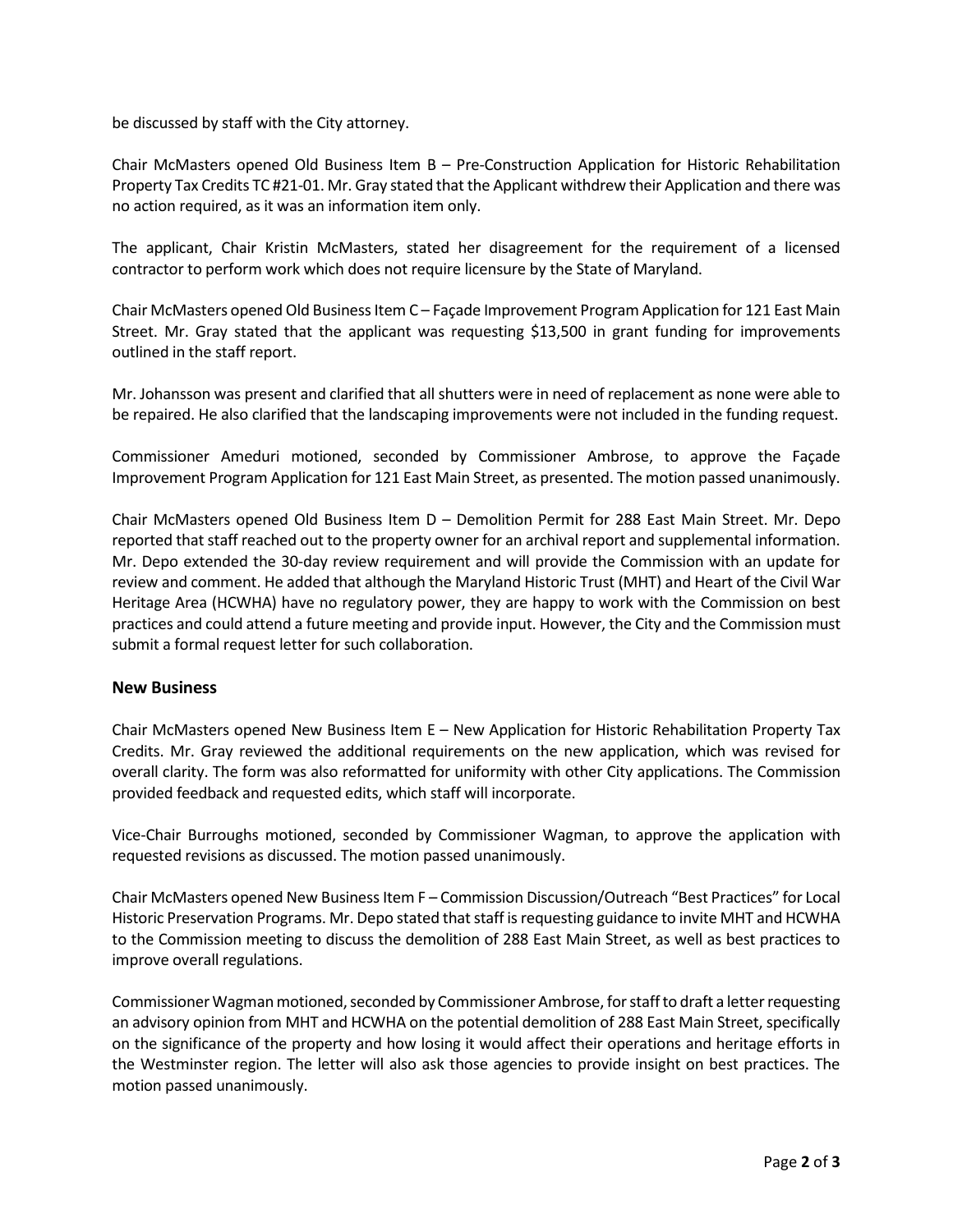be discussed by staff with the City attorney.

Chair McMasters opened Old Business Item B – Pre-Construction Application for Historic Rehabilitation Property Tax Credits TC #21-01. Mr. Gray stated that the Applicant withdrew their Application and there was no action required, as it was an information item only.

The applicant, Chair Kristin McMasters, stated her disagreement for the requirement of a licensed contractor to perform work which does not require licensure by the State of Maryland.

Chair McMasters opened Old Business Item C – Façade Improvement Program Application for 121 East Main Street. Mr. Gray stated that the applicant was requesting $13,500 in grant funding for improvements outlined in the staff report.

Mr. Johansson was present and clarified that all shutters were in need of replacement as none were able to be repaired. He also clarified that the landscaping improvements were not included in the funding request.

Commissioner Ameduri motioned, seconded by Commissioner Ambrose, to approve the Façade Improvement Program Application for 121 East Main Street, as presented. The motion passed unanimously.

Chair McMasters opened Old Business Item D – Demolition Permit for 288 East Main Street. Mr. Depo reported that staff reached out to the property owner for an archival report and supplemental information. Mr. Depo extended the 30-day review requirement and will provide the Commission with an update for review and comment. He added that although the Maryland Historic Trust (MHT) and Heart of the Civil War Heritage Area (HCWHA) have no regulatory power, they are happy to work with the Commission on best practices and could attend a future meeting and provide input. However, the City and the Commission must submit a formal request letter for such collaboration.

## New Business

Chair McMasters opened New Business Item E – New Application for Historic Rehabilitation Property Tax Credits. Mr. Gray reviewed the additional requirements on the new application, which was revised for overall clarity. The form was also reformatted for uniformity with other City applications. The Commission provided feedback and requested edits, which staff will incorporate.

Vice-Chair Burroughs motioned, seconded by Commissioner Wagman, to approve the application with requested revisions as discussed. The motion passed unanimously.

Chair McMasters opened New Business Item F – Commission Discussion/Outreach "Best Practices" for Local Historic Preservation Programs. Mr. Depo stated that staff is requesting guidance to invite MHT and HCWHA to the Commission meeting to discuss the demolition of 288 East Main Street, as well as best practices to improve overall regulations.

Commissioner Wagman motioned, seconded by Commissioner Ambrose, for staff to draft a letter requesting an advisory opinion from MHT and HCWHA on the potential demolition of 288 East Main Street, specifically on the significance of the property and how losing it would affect their operations and heritage efforts in the Westminster region. The letter will also ask those agencies to provide insight on best practices. The motion passed unanimously.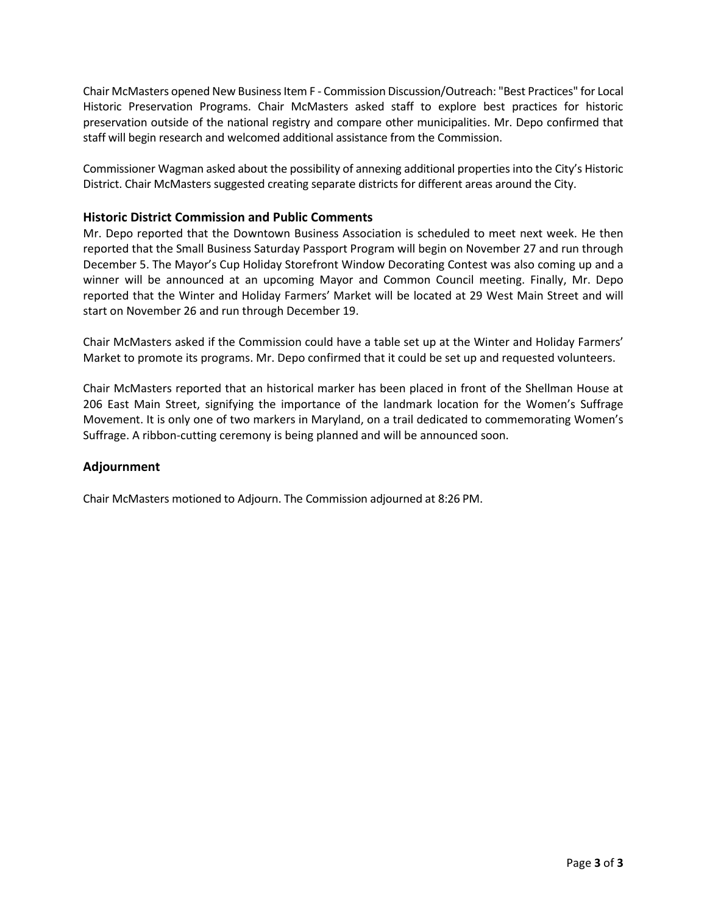Chair McMasters opened New Business Item F - Commission Discussion/Outreach: "Best Practices" for Local Historic Preservation Programs. Chair McMasters asked staff to explore best practices for historic preservation outside of the national registry and compare other municipalities. Mr. Depo confirmed that staff will begin research and welcomed additional assistance from the Commission.

Commissioner Wagman asked about the possibility of annexing additional properties into the City's Historic District. Chair McMasters suggested creating separate districts for different areas around the City.

## Historic District Commission and Public Comments

Mr. Depo reported that the Downtown Business Association is scheduled to meet next week. He then reported that the Small Business Saturday Passport Program will begin on November 27 and run through December 5. The Mayor's Cup Holiday Storefront Window Decorating Contest was also coming up and a winner will be announced at an upcoming Mayor and Common Council meeting. Finally, Mr. Depo reported that the Winter and Holiday Farmers' Market will be located at 29 West Main Street and will start on November 26 and run through December 19.

Chair McMasters asked if the Commission could have a table set up at the Winter and Holiday Farmers' Market to promote its programs. Mr. Depo confirmed that it could be set up and requested volunteers.

Chair McMasters reported that an historical marker has been placed in front of the Shellman House at 206 East Main Street, signifying the importance of the landmark location for the Women's Suffrage Movement. It is only one of two markers in Maryland, on a trail dedicated to commemorating Women's Suffrage. A ribbon-cutting ceremony is being planned and will be announced soon.

## Adjournment

Chair McMasters motioned to Adjourn. The Commission adjourned at 8:26 PM.